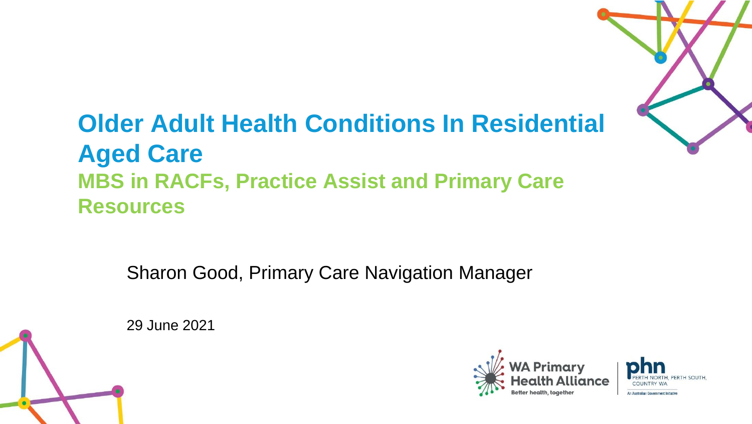# Older Adult Health Conditions In Residential Aged Care

## MBS in RACFs, Practice Assist and Primary Care Resources

Sharon Good, Primary Care Navigation Manager

29 June 2021

WA Primary Health Alliance
Better health, together

phn
PERTH NORTH, PERTH SOUTH, COUNTRY WA
An Australian Government Initiative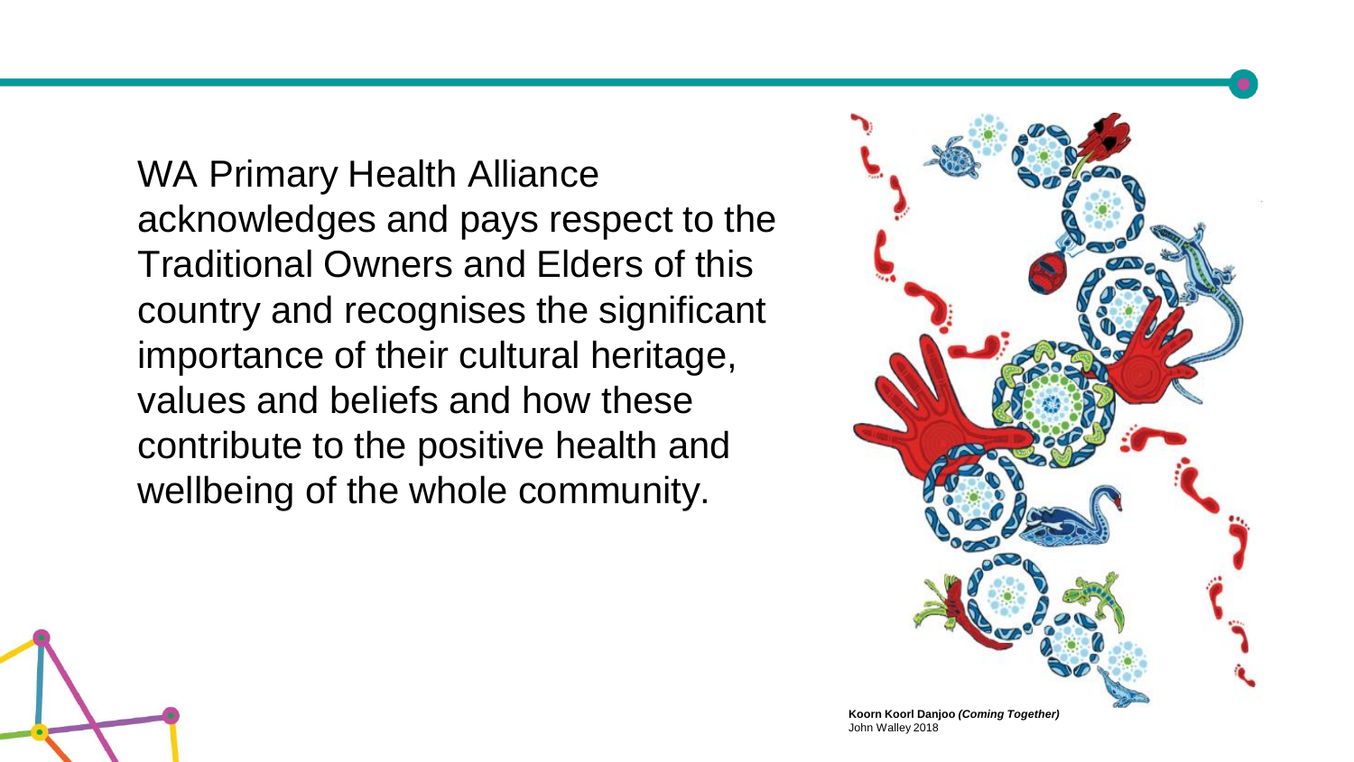WA Primary Health Alliance acknowledges and pays respect to the Traditional Owners and Elders of this country and recognises the significant importance of their cultural heritage, values and beliefs and how these contribute to the positive health and wellbeing of the whole community.

**Koorn Koorl Danjoo *(Coming Together)***
John Walley 2018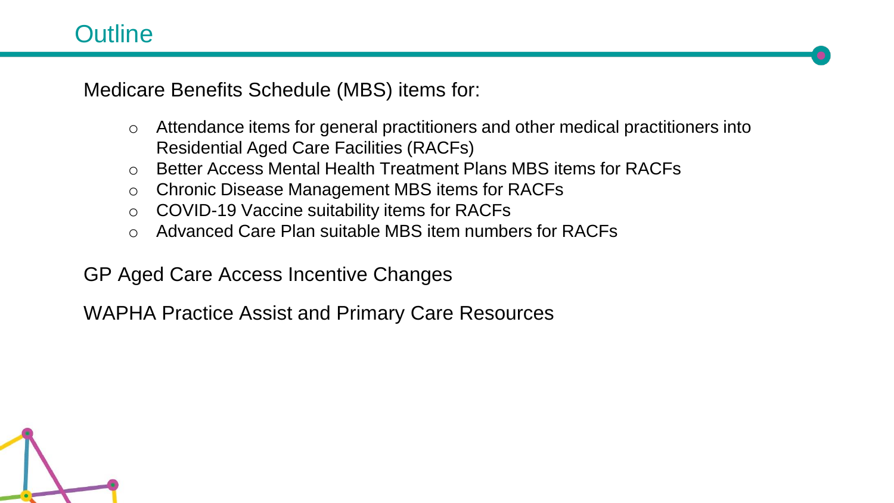# Outline

Medicare Benefits Schedule (MBS) items for:

- Attendance items for general practitioners and other medical practitioners into Residential Aged Care Facilities (RACFs)
- Better Access Mental Health Treatment Plans MBS items for RACFs
- Chronic Disease Management MBS items for RACFs
- COVID-19 Vaccine suitability items for RACFs
- Advanced Care Plan suitable MBS item numbers for RACFs

GP Aged Care Access Incentive Changes

WAPHA Practice Assist and Primary Care Resources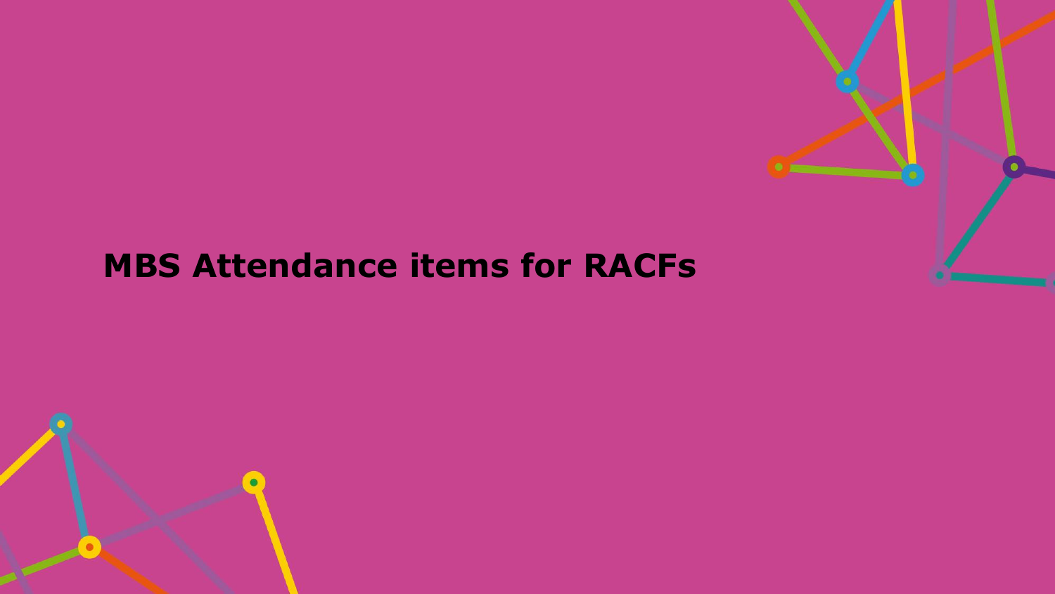# MBS Attendance items for RACFs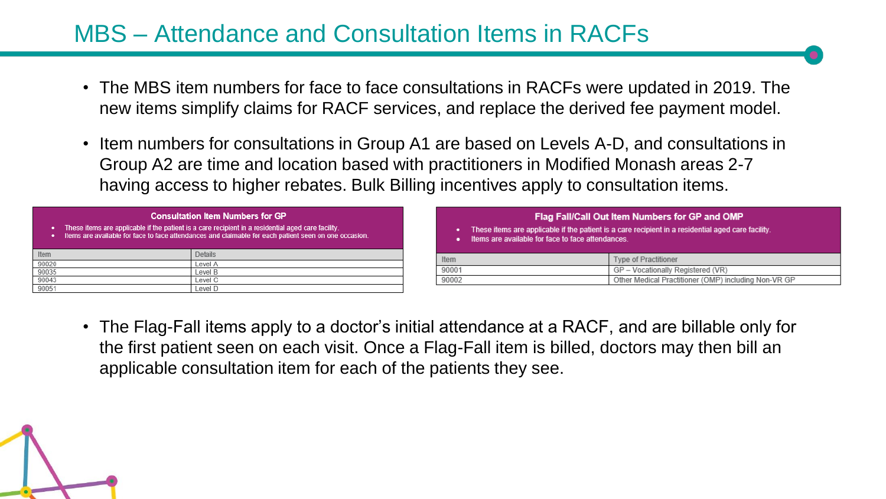# MBS – Attendance and Consultation Items in RACFs

- The MBS item numbers for face to face consultations in RACFs were updated in 2019. The new items simplify claims for RACF services, and replace the derived fee payment model.
- Item numbers for consultations in Group A1 are based on Levels A-D, and consultations in Group A2 are time and location based with practitioners in Modified Monash areas 2-7 having access to higher rebates. Bulk Billing incentives apply to consultation items.

**Consultation Item Numbers for GP**

- These items are applicable if the patient is a care recipient in a residential aged care facility.
- Items are available for face to face attendances and claimable for each patient seen on one occasion.

| Item | Details |
| --- | --- |
| 90020 | Level A |
| 90035 | Level B |
| 90043 | Level C |
| 90051 | Level D |

**Flag Fall/Call Out Item Numbers for GP and OMP**

- These items are applicable if the patient is a care recipient in a residential aged care facility.
- Items are available for face to face attendances.

| Item | Type of Practitioner |
| --- | --- |
| 90001 | GP – Vocationally Registered (VR) |
| 90002 | Other Medical Practitioner (OMP) including Non-VR GP |

- The Flag-Fall items apply to a doctor's initial attendance at a RACF, and are billable only for the first patient seen on each visit. Once a Flag-Fall item is billed, doctors may then bill an applicable consultation item for each of the patients they see.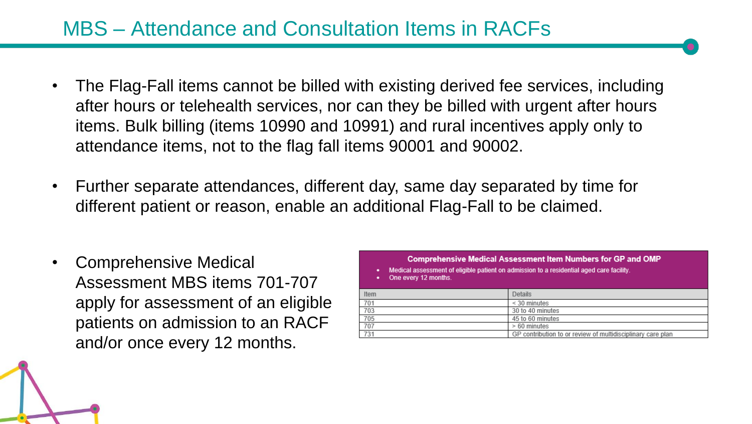# MBS – Attendance and Consultation Items in RACFs

- The Flag-Fall items cannot be billed with existing derived fee services, including after hours or telehealth services, nor can they be billed with urgent after hours items. Bulk billing (items 10990 and 10991) and rural incentives apply only to attendance items, not to the flag fall items 90001 and 90002.
- Further separate attendances, different day, same day separated by time for different patient or reason, enable an additional Flag-Fall to be claimed.
- Comprehensive Medical Assessment MBS items 701-707 apply for assessment of an eligible patients on admission to an RACF and/or once every 12 months.

**Comprehensive Medical Assessment Item Numbers for GP and OMP**

- Medical assessment of eligible patient on admission to a residential aged care facility.
- One every 12 months.

| Item | Details |
| --- | --- |
| 701 | < 30 minutes |
| 703 | 30 to 40 minutes |
| 705 | 45 to 60 minutes |
| 707 | > 60 minutes |
| 731 | GP contribution to or review of multidisciplinary care plan |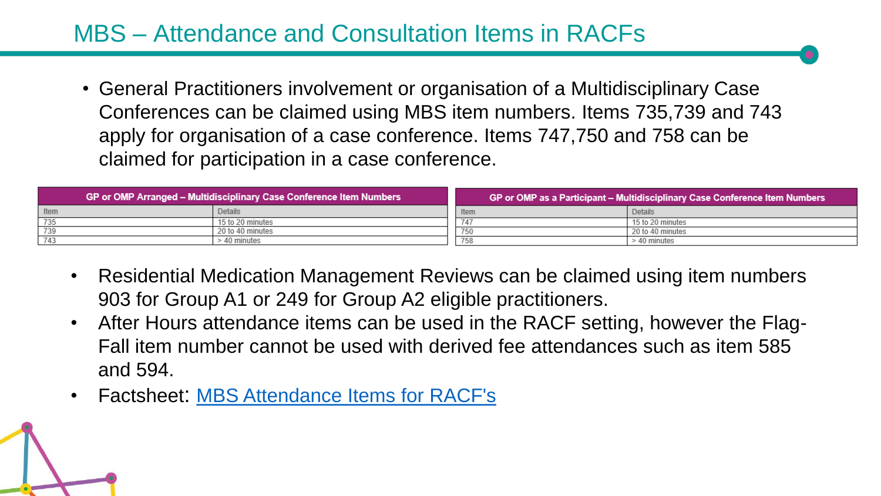# MBS – Attendance and Consultation Items in RACFs

- General Practitioners involvement or organisation of a Multidisciplinary Case Conferences can be claimed using MBS item numbers. Items 735,739 and 743 apply for organisation of a case conference. Items 747,750 and 758 can be claimed for participation in a case conference.

| GP or OMP Arranged – Multidisciplinary Case Conference Item Numbers | |
|---|---|
| Item | Details |
| 735 | 15 to 20 minutes |
| 739 | 20 to 40 minutes |
| 743 | > 40 minutes |

| GP or OMP as a Participant – Multidisciplinary Case Conference Item Numbers | |
|---|---|
| Item | Details |
| 747 | 15 to 20 minutes |
| 750 | 20 to 40 minutes |
| 758 | > 40 minutes |

- Residential Medication Management Reviews can be claimed using item numbers 903 for Group A1 or 249 for Group A2 eligible practitioners.
- After Hours attendance items can be used in the RACF setting, however the Flag-Fall item number cannot be used with derived fee attendances such as item 585 and 594.
- Factsheet: [MBS Attendance Items for RACF's]()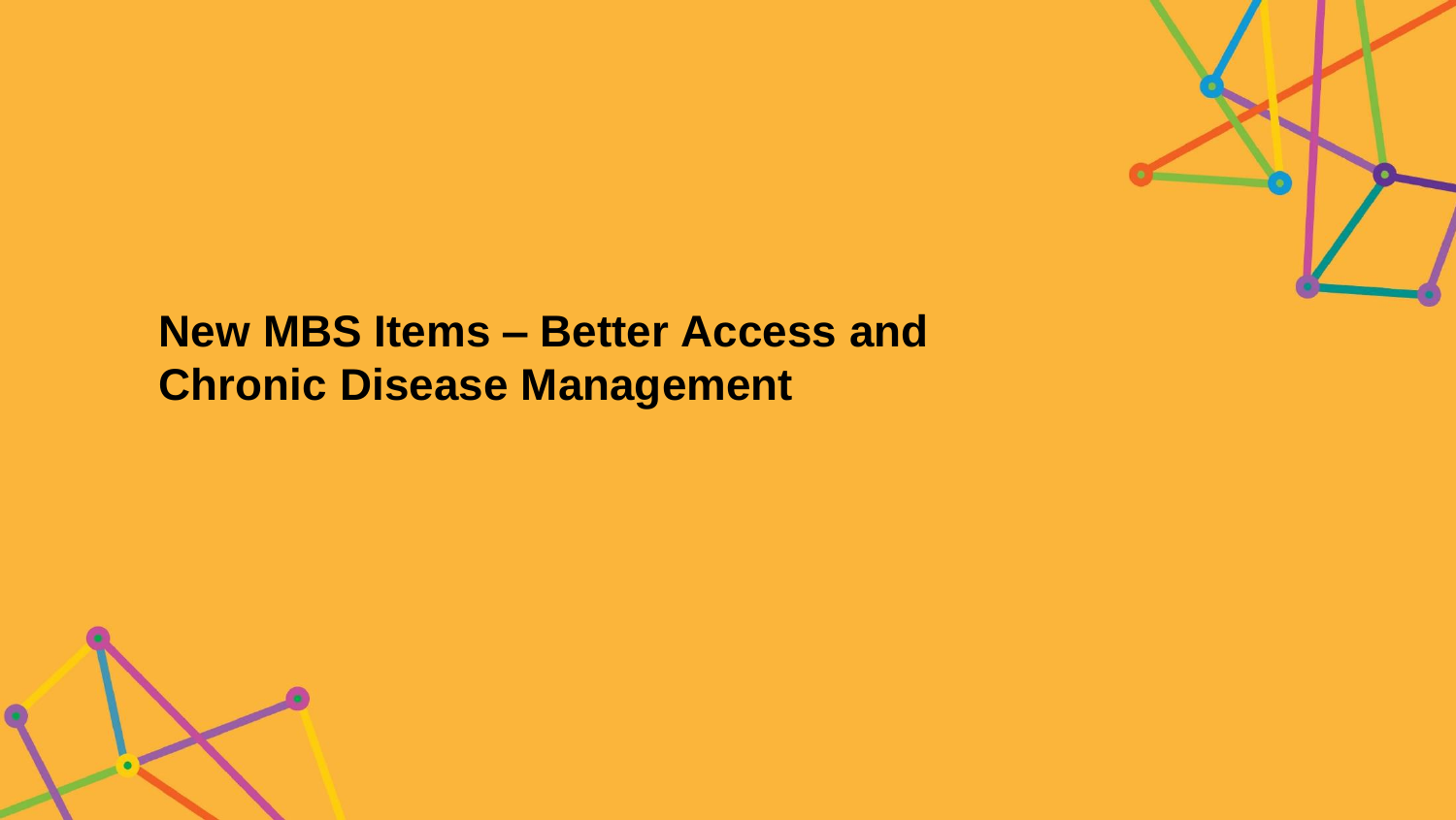# New MBS Items – Better Access and Chronic Disease Management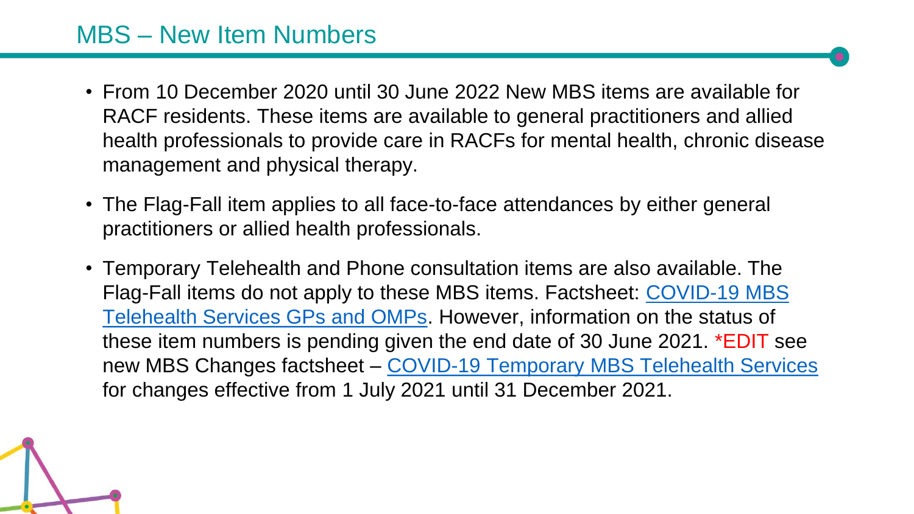# MBS – New Item Numbers

- From 10 December 2020 until 30 June 2022 New MBS items are available for RACF residents. These items are available to general practitioners and allied health professionals to provide care in RACFs for mental health, chronic disease management and physical therapy.
- The Flag-Fall item applies to all face-to-face attendances by either general practitioners or allied health professionals.
- Temporary Telehealth and Phone consultation items are also available. The Flag-Fall items do not apply to these MBS items. Factsheet: COVID-19 MBS Telehealth Services GPs and OMPs. However, information on the status of these item numbers is pending given the end date of 30 June 2021. *EDIT see new MBS Changes factsheet – COVID-19 Temporary MBS Telehealth Services for changes effective from 1 July 2021 until 31 December 2021.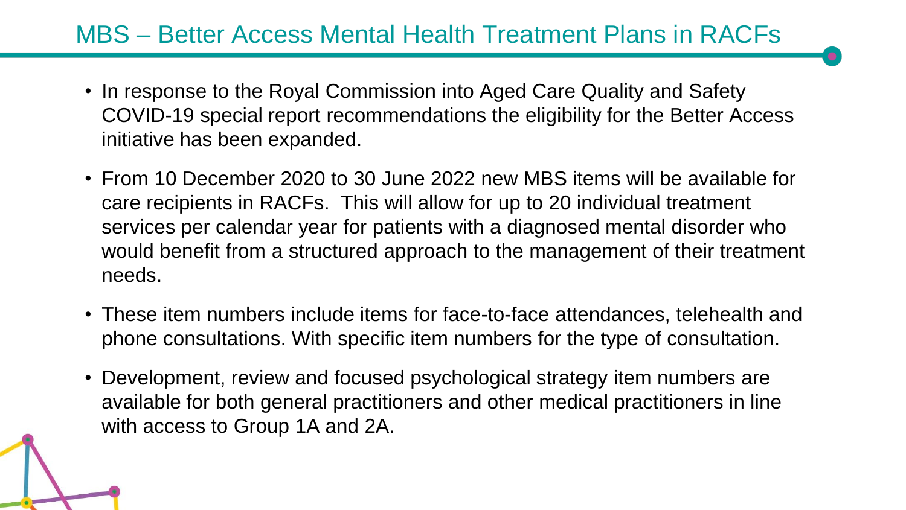# MBS – Better Access Mental Health Treatment Plans in RACFs

- In response to the Royal Commission into Aged Care Quality and Safety COVID-19 special report recommendations the eligibility for the Better Access initiative has been expanded.
- From 10 December 2020 to 30 June 2022 new MBS items will be available for care recipients in RACFs. This will allow for up to 20 individual treatment services per calendar year for patients with a diagnosed mental disorder who would benefit from a structured approach to the management of their treatment needs.
- These item numbers include items for face-to-face attendances, telehealth and phone consultations. With specific item numbers for the type of consultation.
- Development, review and focused psychological strategy item numbers are available for both general practitioners and other medical practitioners in line with access to Group 1A and 2A.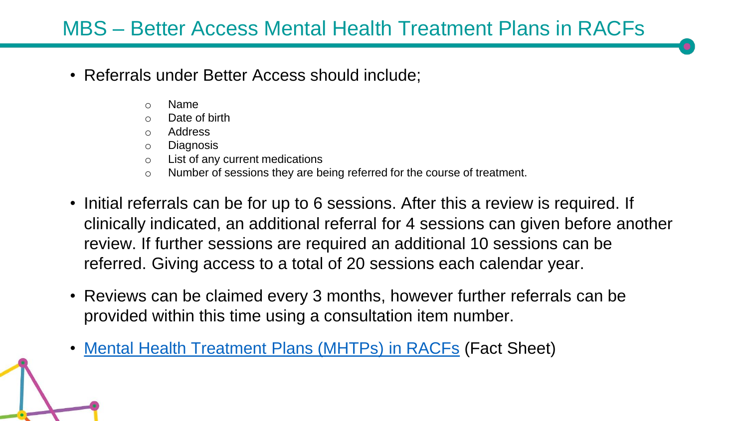# MBS – Better Access Mental Health Treatment Plans in RACFs

- Referrals under Better Access should include;
  - Name
  - Date of birth
  - Address
  - Diagnosis
  - List of any current medications
  - Number of sessions they are being referred for the course of treatment.
- Initial referrals can be for up to 6 sessions. After this a review is required. If clinically indicated, an additional referral for 4 sessions can given before another review. If further sessions are required an additional 10 sessions can be referred. Giving access to a total of 20 sessions each calendar year.
- Reviews can be claimed every 3 months, however further referrals can be provided within this time using a consultation item number.
- Mental Health Treatment Plans (MHTPs) in RACFs (Fact Sheet)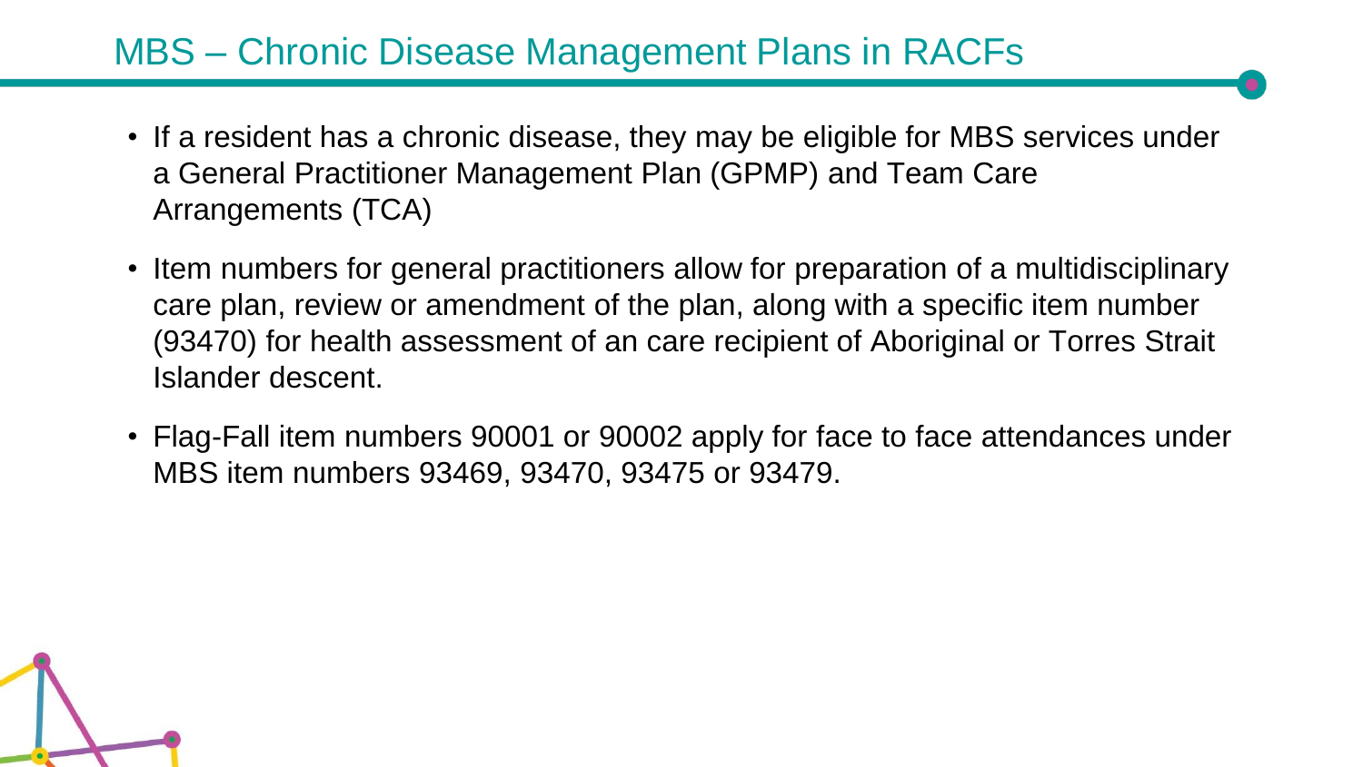# MBS – Chronic Disease Management Plans in RACFs

- If a resident has a chronic disease, they may be eligible for MBS services under a General Practitioner Management Plan (GPMP) and Team Care Arrangements (TCA)
- Item numbers for general practitioners allow for preparation of a multidisciplinary care plan, review or amendment of the plan, along with a specific item number (93470) for health assessment of an care recipient of Aboriginal or Torres Strait Islander descent.
- Flag-Fall item numbers 90001 or 90002 apply for face to face attendances under MBS item numbers 93469, 93470, 93475 or 93479.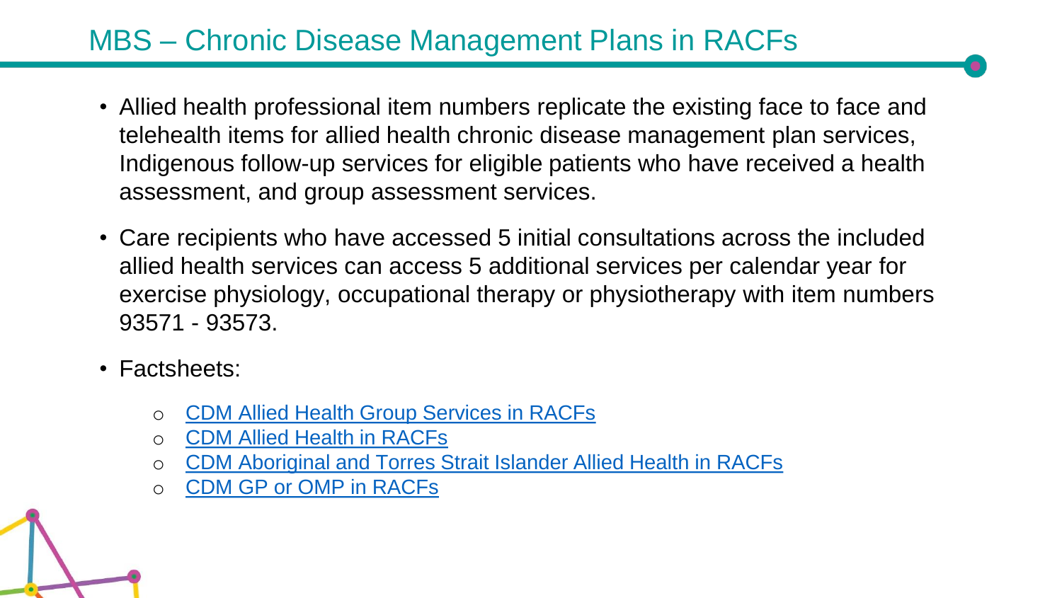# MBS – Chronic Disease Management Plans in RACFs

- Allied health professional item numbers replicate the existing face to face and telehealth items for allied health chronic disease management plan services, Indigenous follow-up services for eligible patients who have received a health assessment, and group assessment services.
- Care recipients who have accessed 5 initial consultations across the included allied health services can access 5 additional services per calendar year for exercise physiology, occupational therapy or physiotherapy with item numbers 93571 - 93573.
- Factsheets:
  - CDM Allied Health Group Services in RACFs
  - CDM Allied Health in RACFs
  - CDM Aboriginal and Torres Strait Islander Allied Health in RACFs
  - CDM GP or OMP in RACFs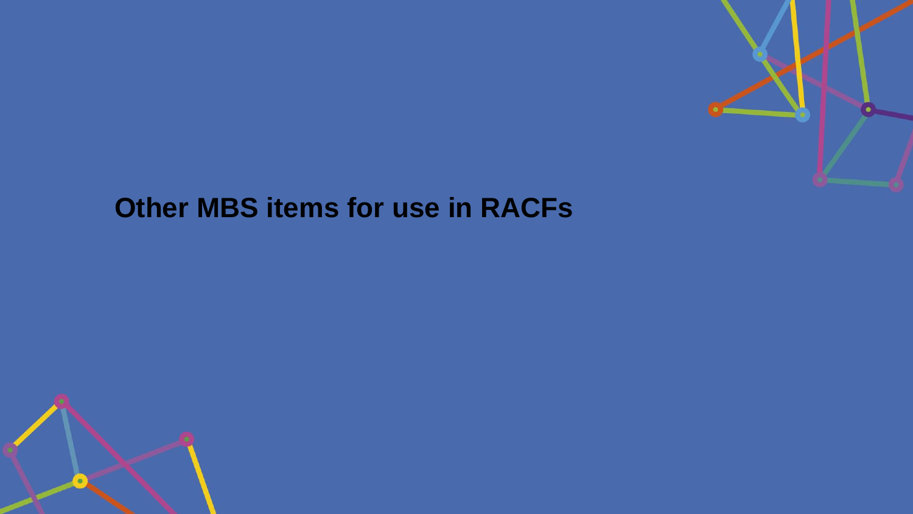# Other MBS items for use in RACFs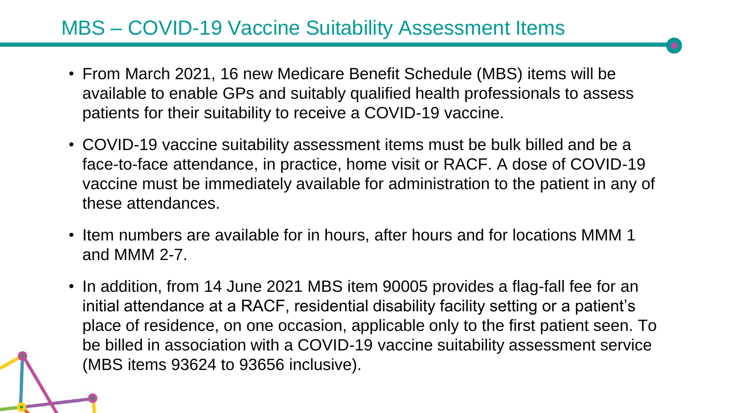## MBS – COVID-19 Vaccine Suitability Assessment Items

- From March 2021, 16 new Medicare Benefit Schedule (MBS) items will be available to enable GPs and suitably qualified health professionals to assess patients for their suitability to receive a COVID-19 vaccine.
- COVID-19 vaccine suitability assessment items must be bulk billed and be a face-to-face attendance, in practice, home visit or RACF. A dose of COVID-19 vaccine must be immediately available for administration to the patient in any of these attendances.
- Item numbers are available for in hours, after hours and for locations MMM 1 and MMM 2-7.
- In addition, from 14 June 2021 MBS item 90005 provides a flag-fall fee for an initial attendance at a RACF, residential disability facility setting or a patient's place of residence, on one occasion, applicable only to the first patient seen. To be billed in association with a COVID-19 vaccine suitability assessment service (MBS items 93624 to 93656 inclusive).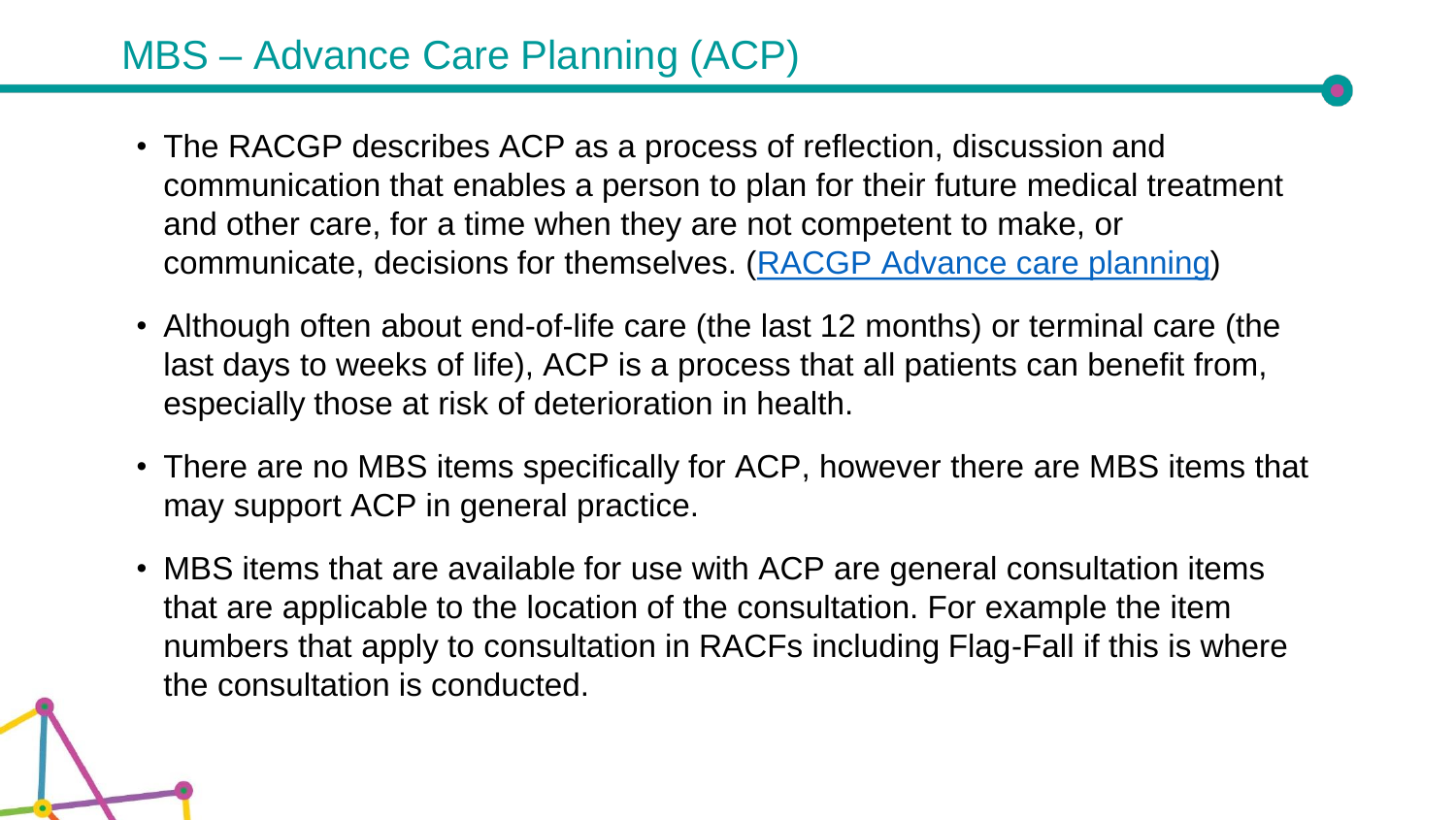# MBS – Advance Care Planning (ACP)

- The RACGP describes ACP as a process of reflection, discussion and communication that enables a person to plan for their future medical treatment and other care, for a time when they are not competent to make, or communicate, decisions for themselves. (RACGP Advance care planning)
- Although often about end-of-life care (the last 12 months) or terminal care (the last days to weeks of life), ACP is a process that all patients can benefit from, especially those at risk of deterioration in health.
- There are no MBS items specifically for ACP, however there are MBS items that may support ACP in general practice.
- MBS items that are available for use with ACP are general consultation items that are applicable to the location of the consultation. For example the item numbers that apply to consultation in RACFs including Flag-Fall if this is where the consultation is conducted.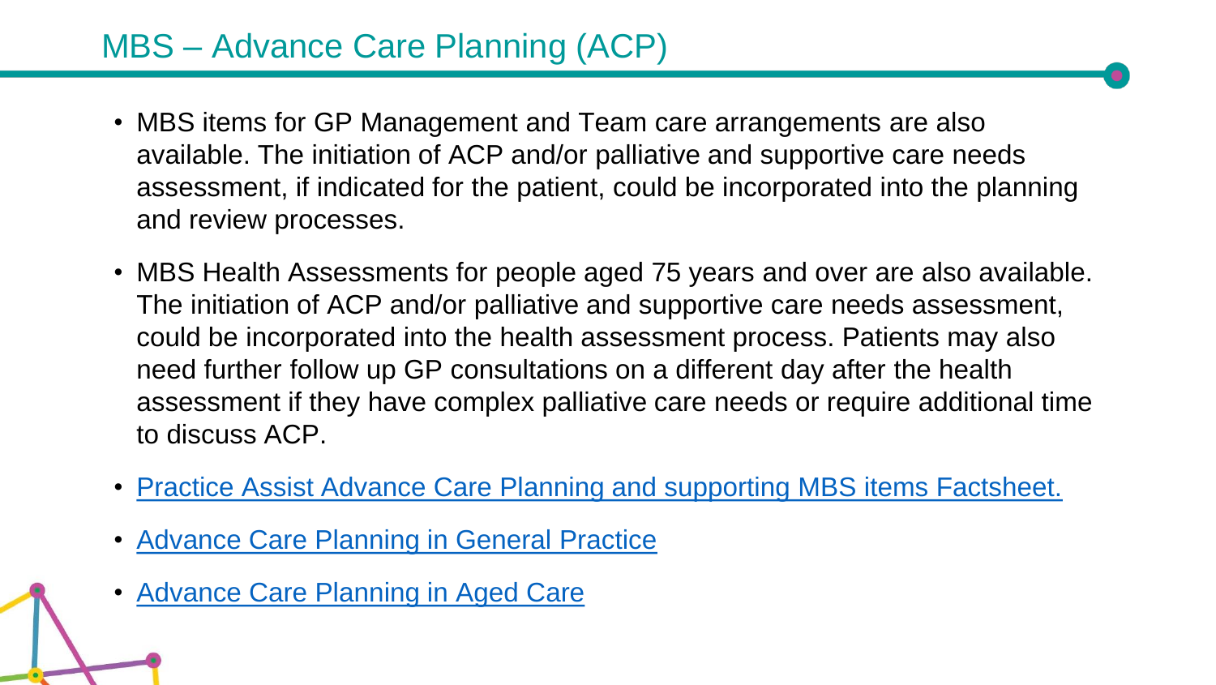# MBS – Advance Care Planning (ACP)

- MBS items for GP Management and Team care arrangements are also available. The initiation of ACP and/or palliative and supportive care needs assessment, if indicated for the patient, could be incorporated into the planning and review processes.
- MBS Health Assessments for people aged 75 years and over are also available. The initiation of ACP and/or palliative and supportive care needs assessment, could be incorporated into the health assessment process. Patients may also need further follow up GP consultations on a different day after the health assessment if they have complex palliative care needs or require additional time to discuss ACP.
- Practice Assist Advance Care Planning and supporting MBS items Factsheet.
- Advance Care Planning in General Practice
- Advance Care Planning in Aged Care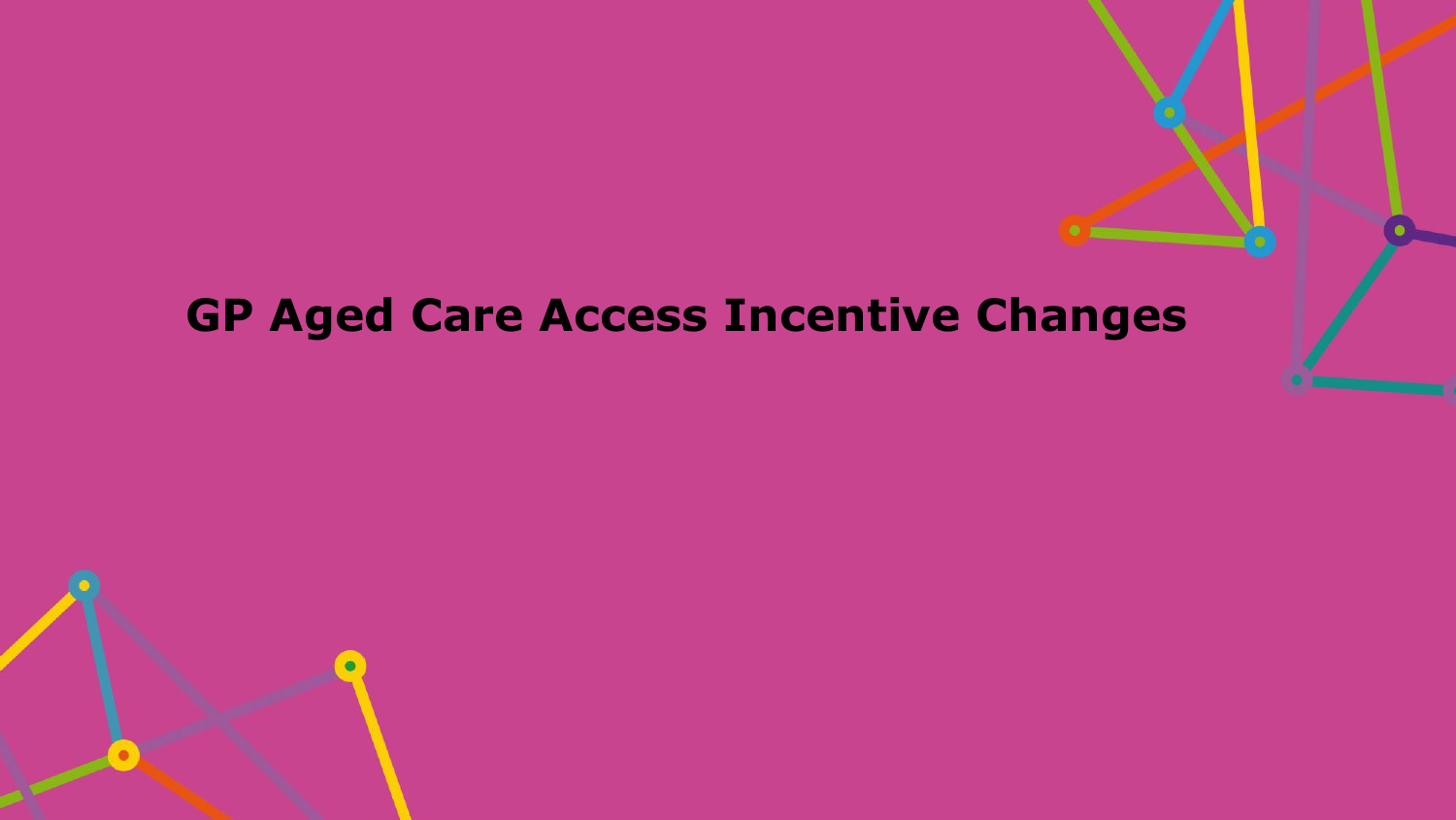# GP Aged Care Access Incentive Changes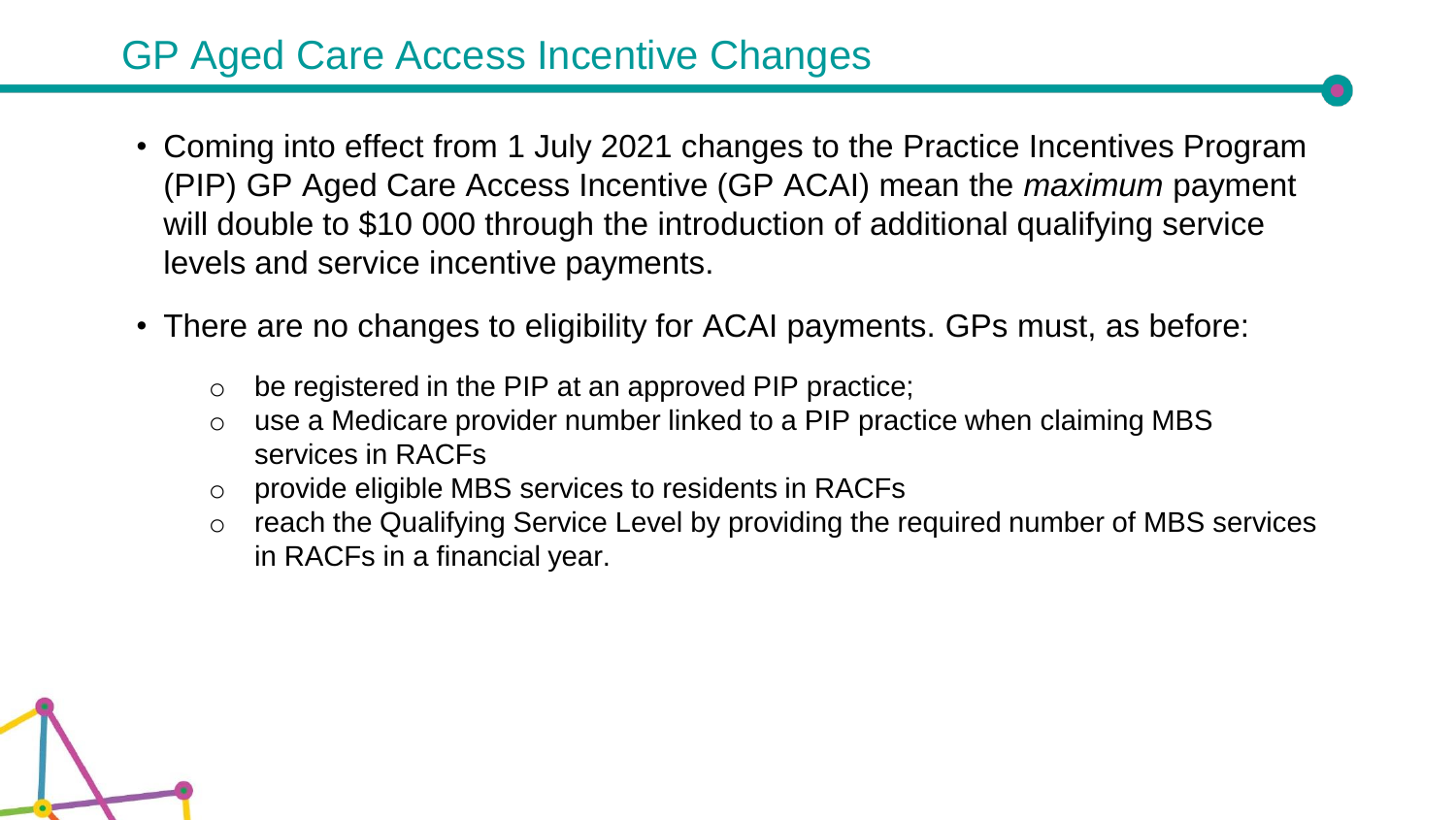## GP Aged Care Access Incentive Changes

- Coming into effect from 1 July 2021 changes to the Practice Incentives Program (PIP) GP Aged Care Access Incentive (GP ACAI) mean the *maximum* payment will double to $10 000 through the introduction of additional qualifying service levels and service incentive payments.
- There are no changes to eligibility for ACAI payments. GPs must, as before:
  - be registered in the PIP at an approved PIP practice;
  - use a Medicare provider number linked to a PIP practice when claiming MBS services in RACFs
  - provide eligible MBS services to residents in RACFs
  - reach the Qualifying Service Level by providing the required number of MBS services in RACFs in a financial year.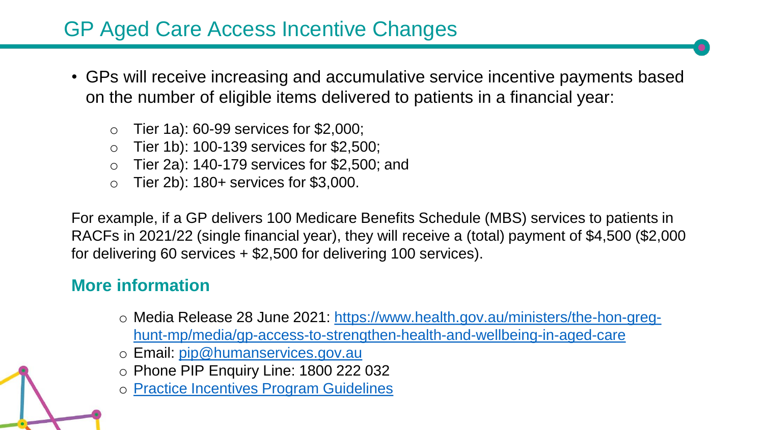# GP Aged Care Access Incentive Changes

- GPs will receive increasing and accumulative service incentive payments based on the number of eligible items delivered to patients in a financial year:
  - Tier 1a): 60-99 services for $2,000;
  - Tier 1b): 100-139 services for $2,500;
  - Tier 2a): 140-179 services for $2,500; and
  - Tier 2b): 180+ services for $3,000.

For example, if a GP delivers 100 Medicare Benefits Schedule (MBS) services to patients in RACFs in 2021/22 (single financial year), they will receive a (total) payment of $4,500 ($2,000 for delivering 60 services + $2,500 for delivering 100 services).

## More information

- Media Release 28 June 2021: [https://www.health.gov.au/ministers/the-hon-greg-hunt-mp/media/gp-access-to-strengthen-health-and-wellbeing-in-aged-care](https://www.health.gov.au/ministers/the-hon-greg-hunt-mp/media/gp-access-to-strengthen-health-and-wellbeing-in-aged-care)
- Email: [pip@humanservices.gov.au](mailto:pip@humanservices.gov.au)
- Phone PIP Enquiry Line: 1800 222 032
- Practice Incentives Program Guidelines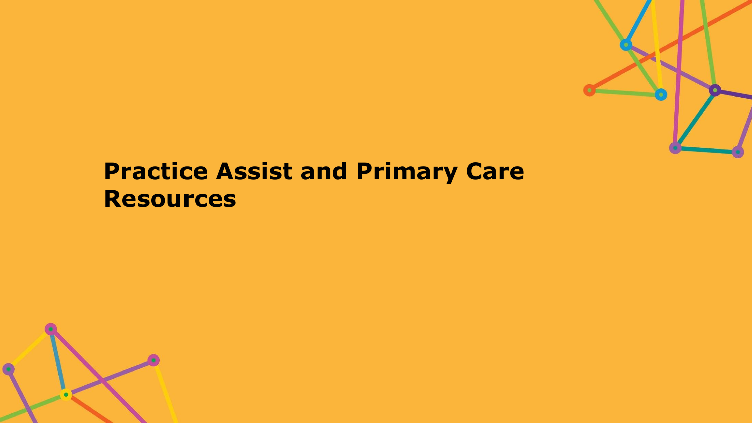# Practice Assist and Primary Care Resources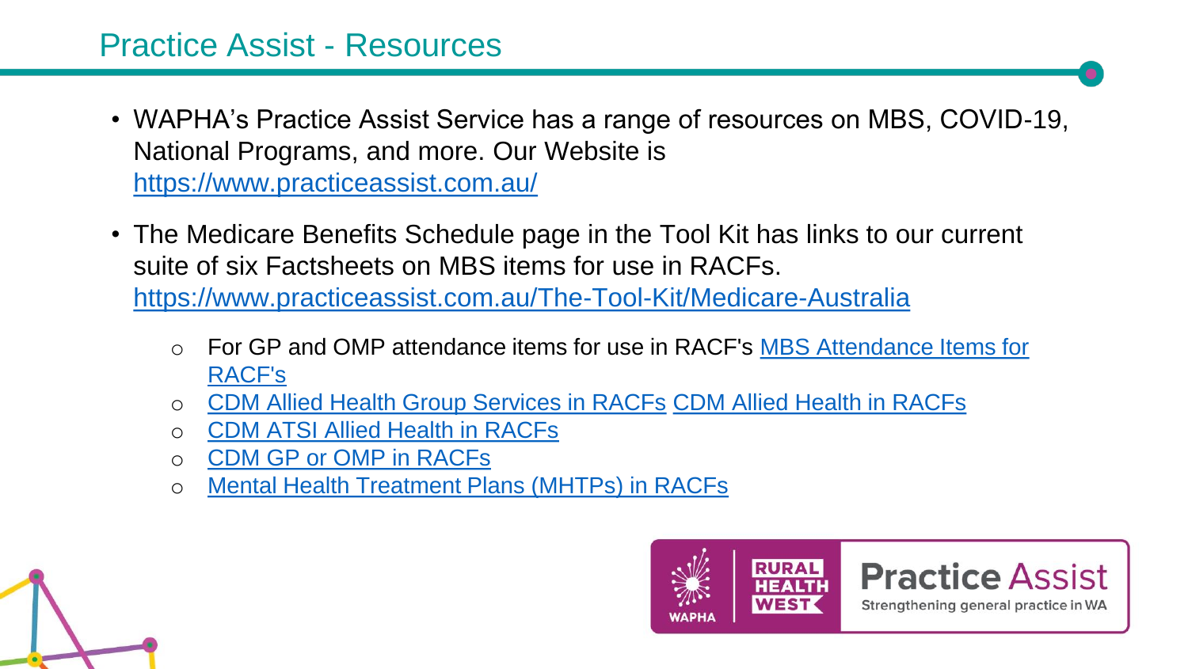# Practice Assist - Resources

- WAPHA's Practice Assist Service has a range of resources on MBS, COVID-19, National Programs, and more. Our Website is https://www.practiceassist.com.au/
- The Medicare Benefits Schedule page in the Tool Kit has links to our current suite of six Factsheets on MBS items for use in RACFs. https://www.practiceassist.com.au/The-Tool-Kit/Medicare-Australia
  - For GP and OMP attendance items for use in RACF's MBS Attendance Items for RACF's
  - CDM Allied Health Group Services in RACFs CDM Allied Health in RACFs
  - CDM ATSI Allied Health in RACFs
  - CDM GP or OMP in RACFs
  - Mental Health Treatment Plans (MHTPs) in RACFs

WAPHA | RURAL HEALTH WEST | Practice Assist — Strengthening general practice in WA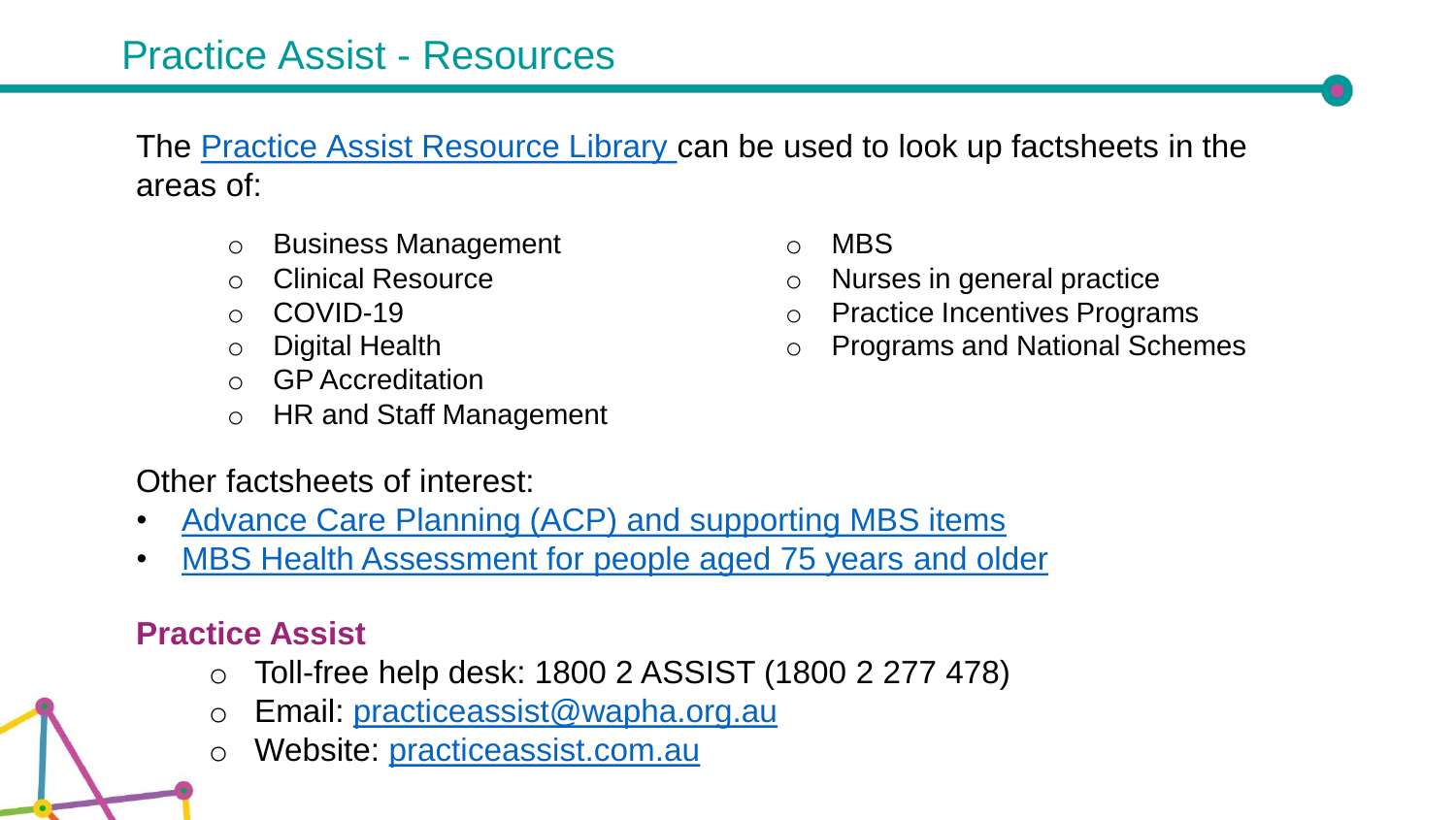# Practice Assist - Resources

The Practice Assist Resource Library can be used to look up factsheets in the areas of:

- Business Management
- Clinical Resource
- COVID-19
- Digital Health
- GP Accreditation
- HR and Staff Management
- MBS
- Nurses in general practice
- Practice Incentives Programs
- Programs and National Schemes

Other factsheets of interest:

- Advance Care Planning (ACP) and supporting MBS items
- MBS Health Assessment for people aged 75 years and older

**Practice Assist**

- Toll-free help desk: 1800 2 ASSIST (1800 2 277 478)
- Email: practiceassist@wapha.org.au
- Website: practiceassist.com.au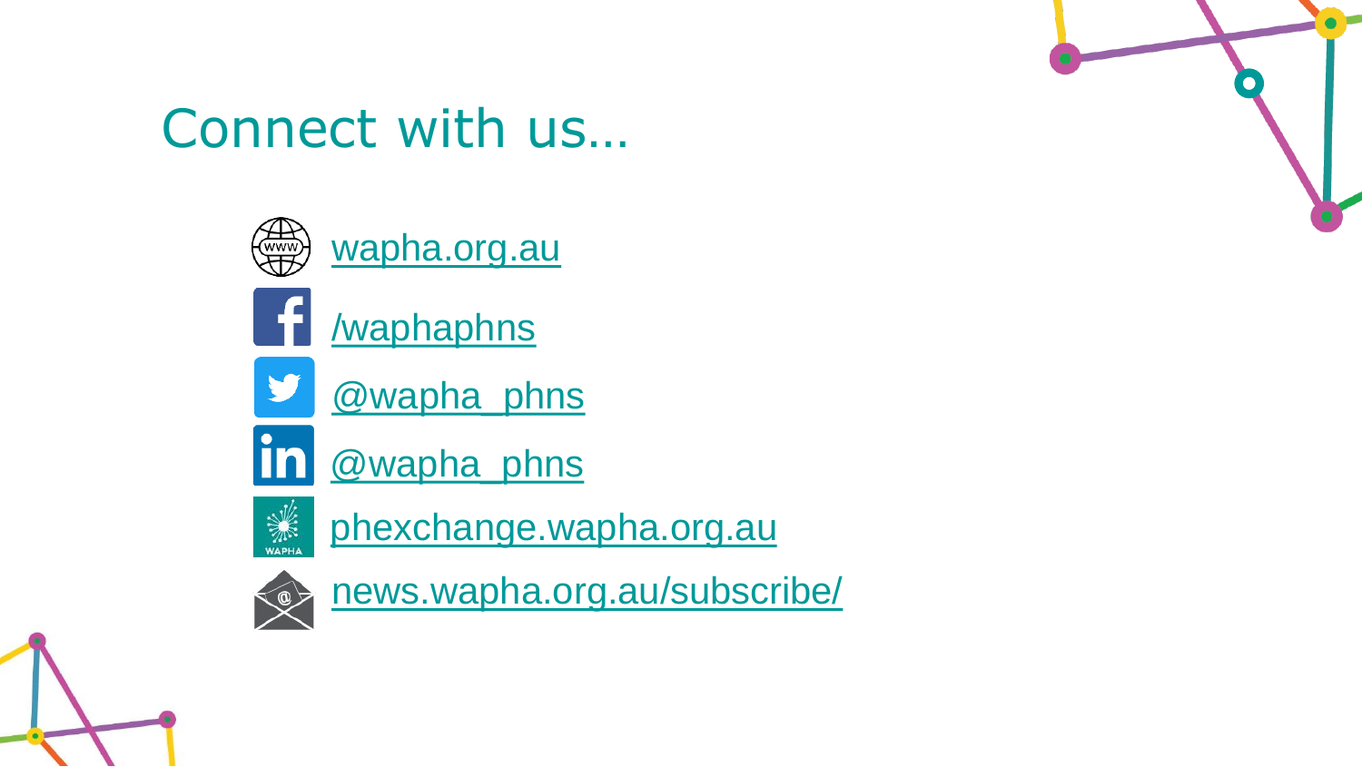# Connect with us…

- wapha.org.au
- /waphaphns
- @wapha_phns
- @wapha_phns
- phexchange.wapha.org.au
- news.wapha.org.au/subscribe/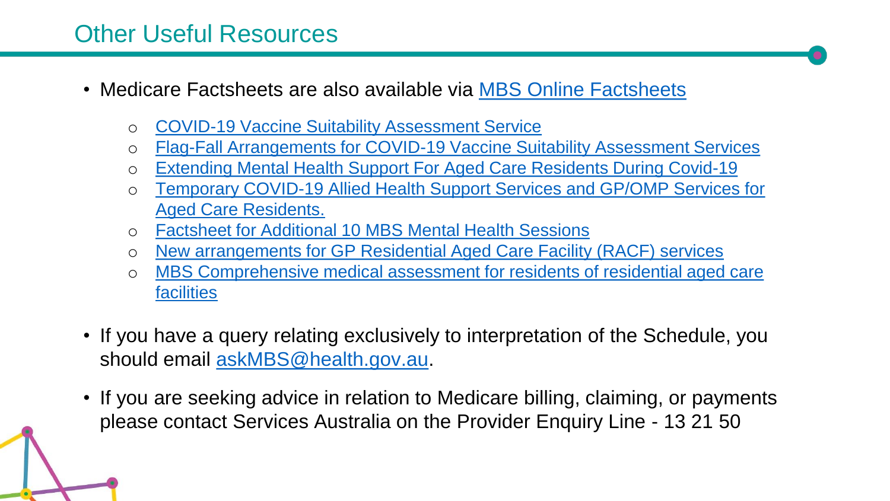# Other Useful Resources

- Medicare Factsheets are also available via MBS Online Factsheets
  - COVID-19 Vaccine Suitability Assessment Service
  - Flag-Fall Arrangements for COVID-19 Vaccine Suitability Assessment Services
  - Extending Mental Health Support For Aged Care Residents During Covid-19
  - Temporary COVID-19 Allied Health Support Services and GP/OMP Services for Aged Care Residents.
  - Factsheet for Additional 10 MBS Mental Health Sessions
  - New arrangements for GP Residential Aged Care Facility (RACF) services
  - MBS Comprehensive medical assessment for residents of residential aged care facilities
- If you have a query relating exclusively to interpretation of the Schedule, you should email askMBS@health.gov.au.
- If you are seeking advice in relation to Medicare billing, claiming, or payments please contact Services Australia on the Provider Enquiry Line - 13 21 50